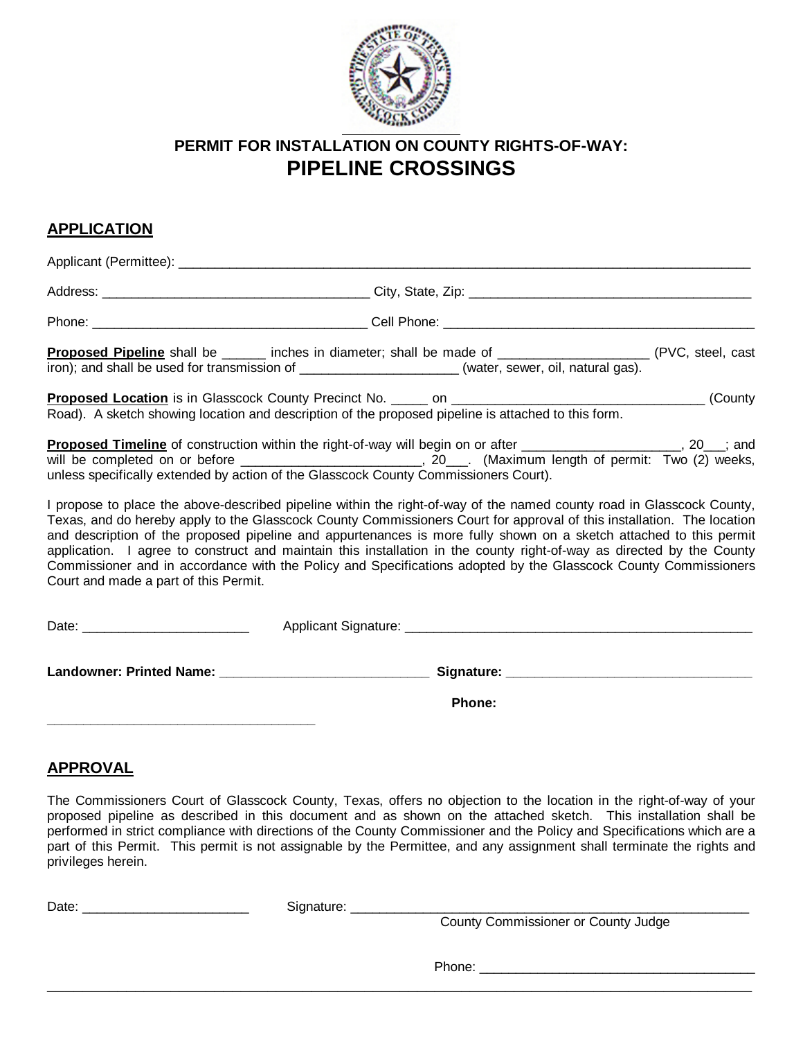# PERMIT FOR INSTALLATION ON COUNTY RIGHTS-OF-WAY:
# PIPELINE CROSSINGS

## APPLICATION

Applicant (Permittee): ______________________________________________________________________________

Address: ____________________________________ City, State, Zip: ______________________________________

Phone: _____________________________________ Cell Phone: ____________________________________________

**Proposed Pipeline** shall be ______ inches in diameter; shall be made of ____________________ (PVC, steel, cast iron); and shall be used for transmission of _____________________ (water, sewer, oil, natural gas).

**Proposed Location** is in Glasscock County Precinct No. _____ on __________________________________ (County Road). A sketch showing location and description of the proposed pipeline is attached to this form.

**Proposed Timeline** of construction within the right-of-way will begin on or after _____________________, 20___; and will be completed on or before ________________________, 20___. (Maximum length of permit: Two (2) weeks, unless specifically extended by action of the Glasscock County Commissioners Court).

I propose to place the above-described pipeline within the right-of-way of the named county road in Glasscock County, Texas, and do hereby apply to the Glasscock County Commissioners Court for approval of this installation. The location and description of the proposed pipeline and appurtenances is more fully shown on a sketch attached to this permit application. I agree to construct and maintain this installation in the county right-of-way as directed by the County Commissioner and in accordance with the Policy and Specifications adopted by the Glasscock County Commissioners Court and made a part of this Permit.

Date: ______________________ Applicant Signature: _________________________________________________

**Landowner: Printed Name: ____________________________ Signature: __________________________________**

**Phone:**

**____________________________________**

## APPROVAL

The Commissioners Court of Glasscock County, Texas, offers no objection to the location in the right-of-way of your proposed pipeline as described in this document and as shown on the attached sketch. This installation shall be performed in strict compliance with directions of the County Commissioner and the Policy and Specifications which are a part of this Permit. This permit is not assignable by the Permittee, and any assignment shall terminate the rights and privileges herein.

Date: ______________________ Signature: ________________________________________________________

County Commissioner or County Judge

Phone: ______________________________________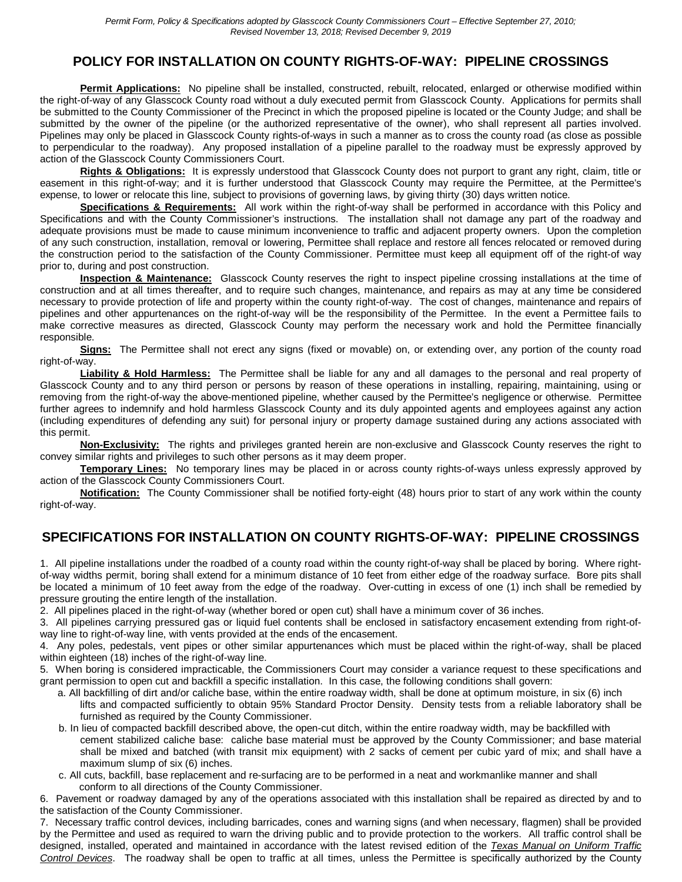*Permit Form, Policy & Specifications adopted by Glasscock County Commissioners Court – Effective September 27, 2010; Revised November 13, 2018; Revised December 9, 2019*

## POLICY FOR INSTALLATION ON COUNTY RIGHTS-OF-WAY: PIPELINE CROSSINGS

**Permit Applications:** No pipeline shall be installed, constructed, rebuilt, relocated, enlarged or otherwise modified within the right-of-way of any Glasscock County road without a duly executed permit from Glasscock County. Applications for permits shall be submitted to the County Commissioner of the Precinct in which the proposed pipeline is located or the County Judge; and shall be submitted by the owner of the pipeline (or the authorized representative of the owner), who shall represent all parties involved. Pipelines may only be placed in Glasscock County rights-of-ways in such a manner as to cross the county road (as close as possible to perpendicular to the roadway). Any proposed installation of a pipeline parallel to the roadway must be expressly approved by action of the Glasscock County Commissioners Court.

**Rights & Obligations:** It is expressly understood that Glasscock County does not purport to grant any right, claim, title or easement in this right-of-way; and it is further understood that Glasscock County may require the Permittee, at the Permittee's expense, to lower or relocate this line, subject to provisions of governing laws, by giving thirty (30) days written notice.

**Specifications & Requirements:** All work within the right-of-way shall be performed in accordance with this Policy and Specifications and with the County Commissioner's instructions. The installation shall not damage any part of the roadway and adequate provisions must be made to cause minimum inconvenience to traffic and adjacent property owners. Upon the completion of any such construction, installation, removal or lowering, Permittee shall replace and restore all fences relocated or removed during the construction period to the satisfaction of the County Commissioner. Permittee must keep all equipment off of the right-of way prior to, during and post construction.

**Inspection & Maintenance:** Glasscock County reserves the right to inspect pipeline crossing installations at the time of construction and at all times thereafter, and to require such changes, maintenance, and repairs as may at any time be considered necessary to provide protection of life and property within the county right-of-way. The cost of changes, maintenance and repairs of pipelines and other appurtenances on the right-of-way will be the responsibility of the Permittee. In the event a Permittee fails to make corrective measures as directed, Glasscock County may perform the necessary work and hold the Permittee financially responsible.

**Signs:** The Permittee shall not erect any signs (fixed or movable) on, or extending over, any portion of the county road right-of-way.

**Liability & Hold Harmless:** The Permittee shall be liable for any and all damages to the personal and real property of Glasscock County and to any third person or persons by reason of these operations in installing, repairing, maintaining, using or removing from the right-of-way the above-mentioned pipeline, whether caused by the Permittee's negligence or otherwise. Permittee further agrees to indemnify and hold harmless Glasscock County and its duly appointed agents and employees against any action (including expenditures of defending any suit) for personal injury or property damage sustained during any actions associated with this permit.

**Non-Exclusivity:** The rights and privileges granted herein are non-exclusive and Glasscock County reserves the right to convey similar rights and privileges to such other persons as it may deem proper.

**Temporary Lines:** No temporary lines may be placed in or across county rights-of-ways unless expressly approved by action of the Glasscock County Commissioners Court.

**Notification:** The County Commissioner shall be notified forty-eight (48) hours prior to start of any work within the county right-of-way.

## SPECIFICATIONS FOR INSTALLATION ON COUNTY RIGHTS-OF-WAY: PIPELINE CROSSINGS

1. All pipeline installations under the roadbed of a county road within the county right-of-way shall be placed by boring. Where right-of-way widths permit, boring shall extend for a minimum distance of 10 feet from either edge of the roadway surface. Bore pits shall be located a minimum of 10 feet away from the edge of the roadway. Over-cutting in excess of one (1) inch shall be remedied by pressure grouting the entire length of the installation.
2. All pipelines placed in the right-of-way (whether bored or open cut) shall have a minimum cover of 36 inches.
3. All pipelines carrying pressured gas or liquid fuel contents shall be enclosed in satisfactory encasement extending from right-of-way line to right-of-way line, with vents provided at the ends of the encasement.
4. Any poles, pedestals, vent pipes or other similar appurtenances which must be placed within the right-of-way, shall be placed within eighteen (18) inches of the right-of-way line.
5. When boring is considered impracticable, the Commissioners Court may consider a variance request to these specifications and grant permission to open cut and backfill a specific installation. In this case, the following conditions shall govern:
   a. All backfilling of dirt and/or caliche base, within the entire roadway width, shall be done at optimum moisture, in six (6) inch lifts and compacted sufficiently to obtain 95% Standard Proctor Density. Density tests from a reliable laboratory shall be furnished as required by the County Commissioner.
   b. In lieu of compacted backfill described above, the open-cut ditch, within the entire roadway width, may be backfilled with cement stabilized caliche base: caliche base material must be approved by the County Commissioner; and base material shall be mixed and batched (with transit mix equipment) with 2 sacks of cement per cubic yard of mix; and shall have a maximum slump of six (6) inches.
   c. All cuts, backfill, base replacement and re-surfacing are to be performed in a neat and workmanlike manner and shall conform to all directions of the County Commissioner.
6. Pavement or roadway damaged by any of the operations associated with this installation shall be repaired as directed by and to the satisfaction of the County Commissioner.
7. Necessary traffic control devices, including barricades, cones and warning signs (and when necessary, flagmen) shall be provided by the Permittee and used as required to warn the driving public and to provide protection to the workers. All traffic control shall be designed, installed, operated and maintained in accordance with the latest revised edition of the *Texas Manual on Uniform Traffic Control Devices*. The roadway shall be open to traffic at all times, unless the Permittee is specifically authorized by the County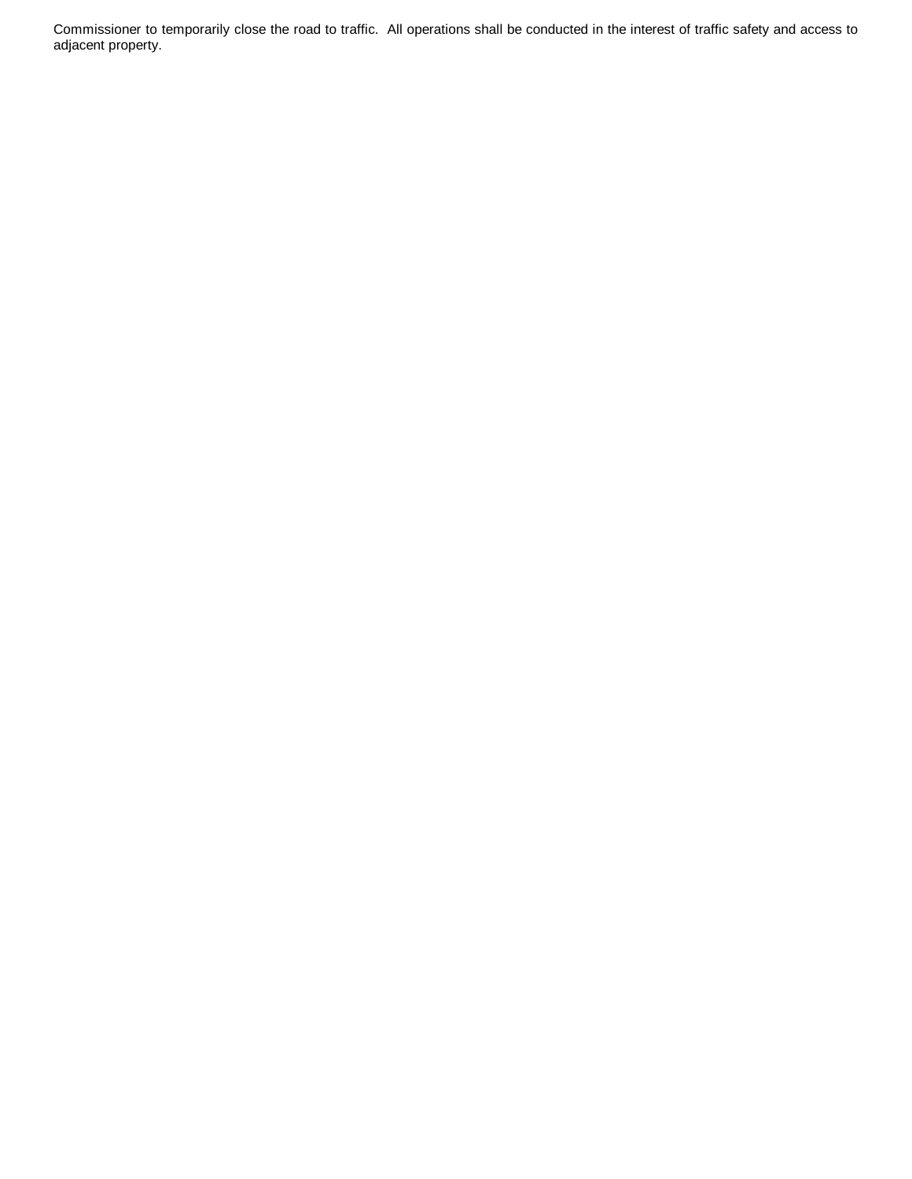Commissioner to temporarily close the road to traffic.  All operations shall be conducted in the interest of traffic safety and access to adjacent property.